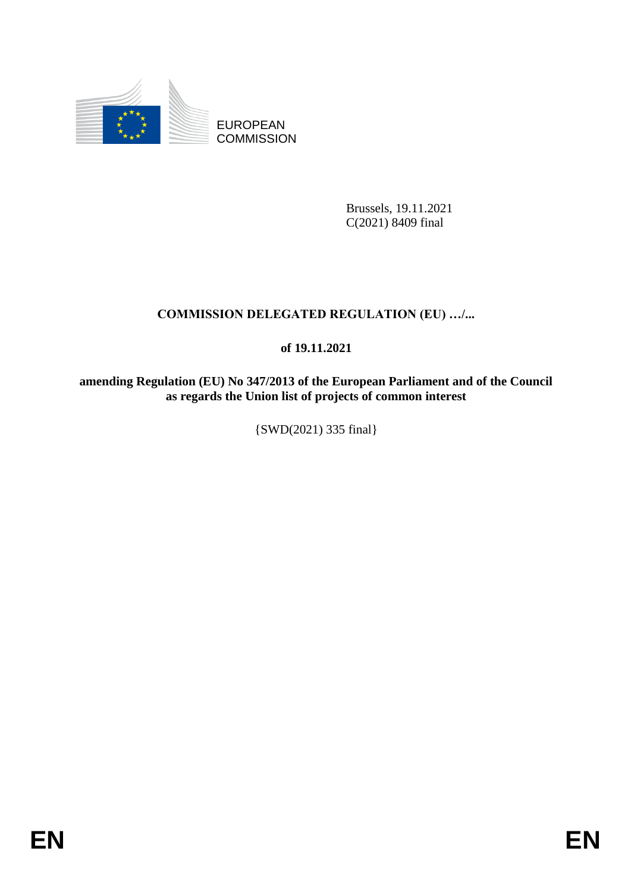EUROPEAN COMMISSION

Brussels, 19.11.2021
C(2021) 8409 final

**COMMISSION DELEGATED REGULATION (EU) …/...**

**of 19.11.2021**

**amending Regulation (EU) No 347/2013 of the European Parliament and of the Council as regards the Union list of projects of common interest**

{SWD(2021) 335 final}

EN EN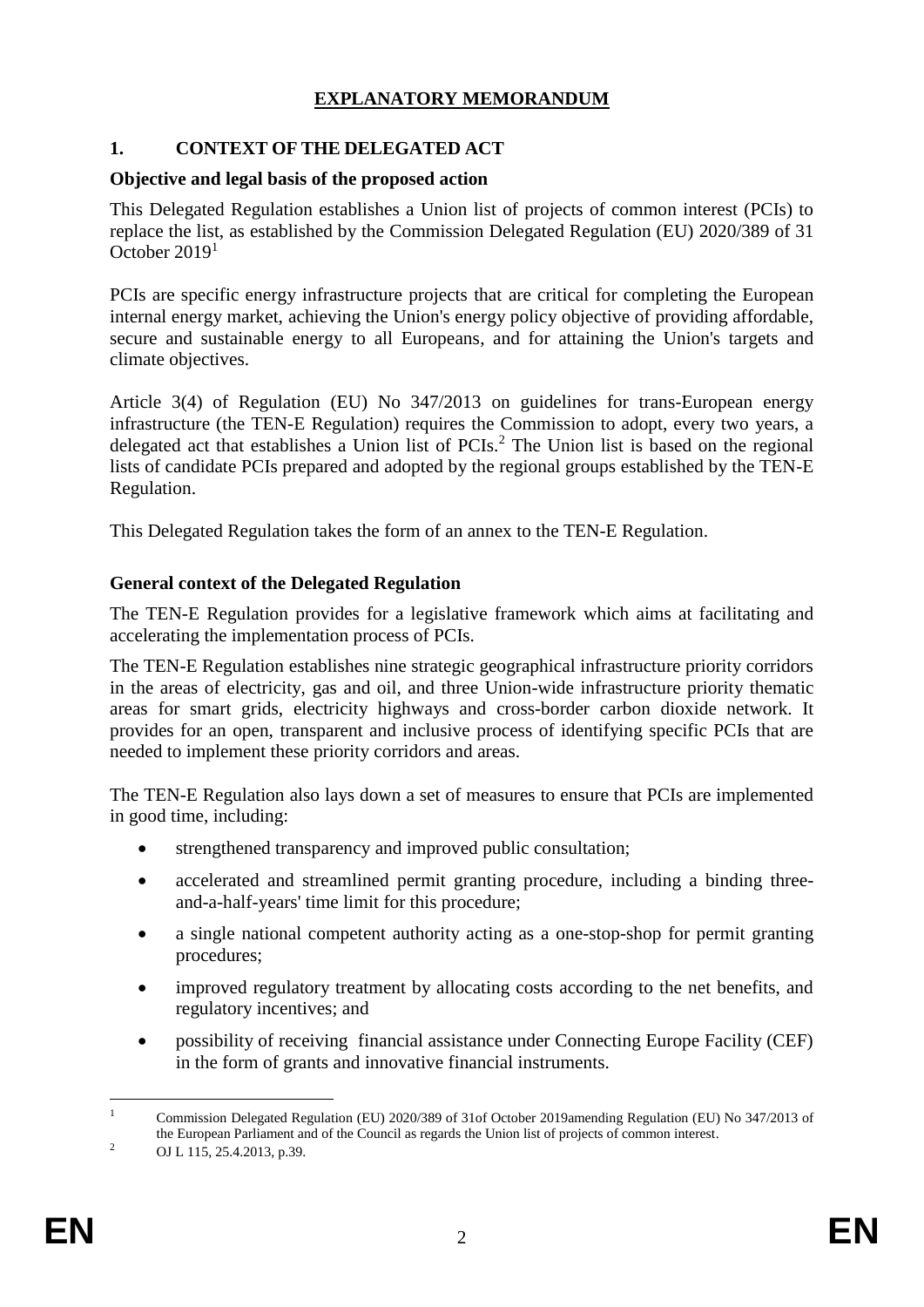# EXPLANATORY MEMORANDUM

## 1. CONTEXT OF THE DELEGATED ACT

### Objective and legal basis of the proposed action

This Delegated Regulation establishes a Union list of projects of common interest (PCIs) to replace the list, as established by the Commission Delegated Regulation (EU) 2020/389 of 31 October 2019[1]

PCIs are specific energy infrastructure projects that are critical for completing the European internal energy market, achieving the Union's energy policy objective of providing affordable, secure and sustainable energy to all Europeans, and for attaining the Union's targets and climate objectives.

Article 3(4) of Regulation (EU) No 347/2013 on guidelines for trans-European energy infrastructure (the TEN-E Regulation) requires the Commission to adopt, every two years, a delegated act that establishes a Union list of PCIs.[2] The Union list is based on the regional lists of candidate PCIs prepared and adopted by the regional groups established by the TEN-E Regulation.

This Delegated Regulation takes the form of an annex to the TEN-E Regulation.

### General context of the Delegated Regulation

The TEN-E Regulation provides for a legislative framework which aims at facilitating and accelerating the implementation process of PCIs.

The TEN-E Regulation establishes nine strategic geographical infrastructure priority corridors in the areas of electricity, gas and oil, and three Union-wide infrastructure priority thematic areas for smart grids, electricity highways and cross-border carbon dioxide network. It provides for an open, transparent and inclusive process of identifying specific PCIs that are needed to implement these priority corridors and areas.

The TEN-E Regulation also lays down a set of measures to ensure that PCIs are implemented in good time, including:

- strengthened transparency and improved public consultation;
- accelerated and streamlined permit granting procedure, including a binding three-and-a-half-years' time limit for this procedure;
- a single national competent authority acting as a one-stop-shop for permit granting procedures;
- improved regulatory treatment by allocating costs according to the net benefits, and regulatory incentives; and
- possibility of receiving financial assistance under Connecting Europe Facility (CEF) in the form of grants and innovative financial instruments.

---

[1] Commission Delegated Regulation (EU) 2020/389 of 31of October 2019amending Regulation (EU) No 347/2013 of the European Parliament and of the Council as regards the Union list of projects of common interest.

[2] OJ L 115, 25.4.2013, p.39.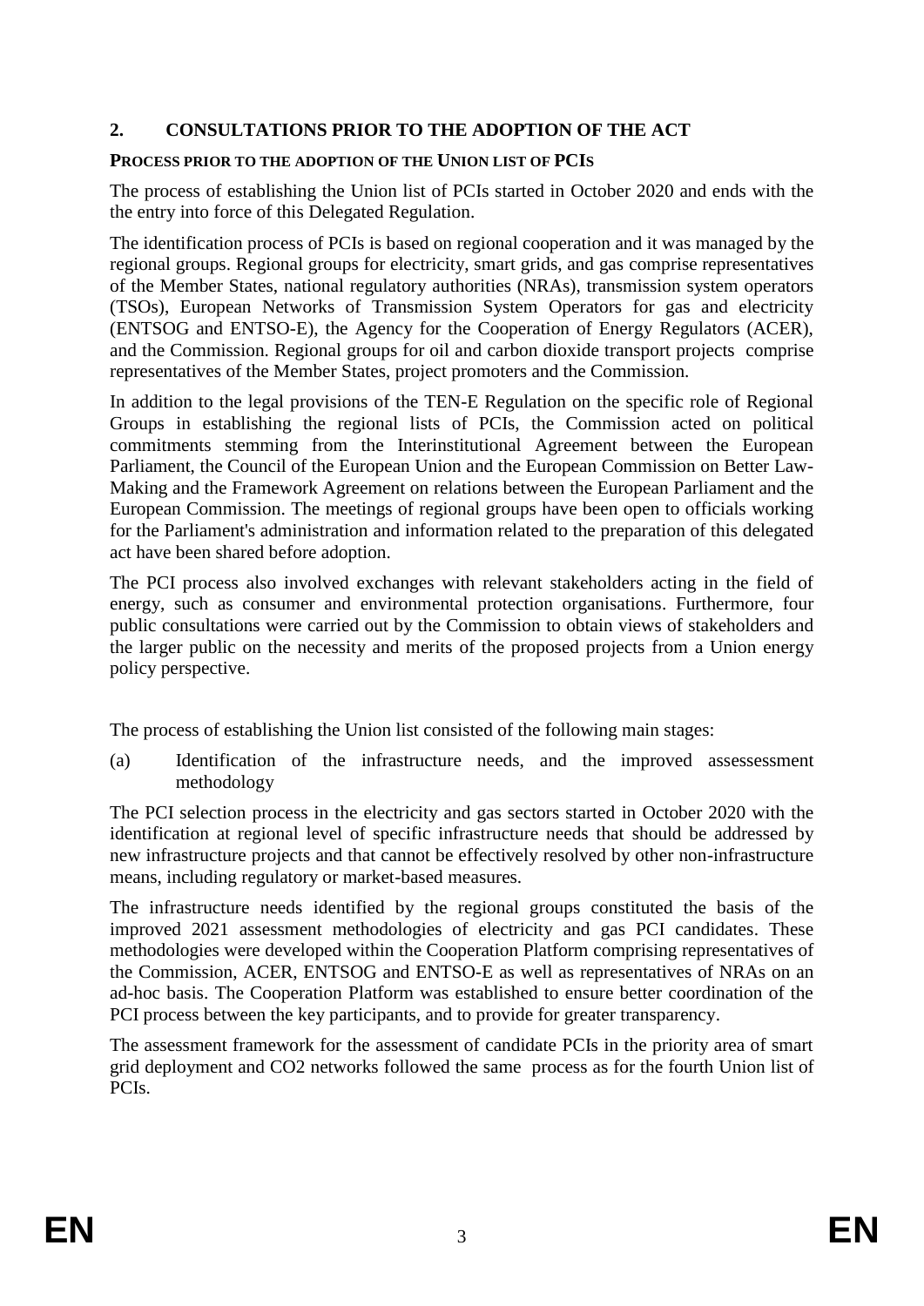## 2. CONSULTATIONS PRIOR TO THE ADOPTION OF THE ACT

**PROCESS PRIOR TO THE ADOPTION OF THE UNION LIST OF PCIS**

The process of establishing the Union list of PCIs started in October 2020 and ends with the the entry into force of this Delegated Regulation.

The identification process of PCIs is based on regional cooperation and it was managed by the regional groups. Regional groups for electricity, smart grids, and gas comprise representatives of the Member States, national regulatory authorities (NRAs), transmission system operators (TSOs), European Networks of Transmission System Operators for gas and electricity (ENTSOG and ENTSO-E), the Agency for the Cooperation of Energy Regulators (ACER), and the Commission. Regional groups for oil and carbon dioxide transport projects comprise representatives of the Member States, project promoters and the Commission.

In addition to the legal provisions of the TEN-E Regulation on the specific role of Regional Groups in establishing the regional lists of PCIs, the Commission acted on political commitments stemming from the Interinstitutional Agreement between the European Parliament, the Council of the European Union and the European Commission on Better Law-Making and the Framework Agreement on relations between the European Parliament and the European Commission. The meetings of regional groups have been open to officials working for the Parliament's administration and information related to the preparation of this delegated act have been shared before adoption.

The PCI process also involved exchanges with relevant stakeholders acting in the field of energy, such as consumer and environmental protection organisations. Furthermore, four public consultations were carried out by the Commission to obtain views of stakeholders and the larger public on the necessity and merits of the proposed projects from a Union energy policy perspective.

The process of establishing the Union list consisted of the following main stages:

(a) Identification of the infrastructure needs, and the improved assessessment methodology

The PCI selection process in the electricity and gas sectors started in October 2020 with the identification at regional level of specific infrastructure needs that should be addressed by new infrastructure projects and that cannot be effectively resolved by other non-infrastructure means, including regulatory or market-based measures.

The infrastructure needs identified by the regional groups constituted the basis of the improved 2021 assessment methodologies of electricity and gas PCI candidates. These methodologies were developed within the Cooperation Platform comprising representatives of the Commission, ACER, ENTSOG and ENTSO-E as well as representatives of NRAs on an ad-hoc basis. The Cooperation Platform was established to ensure better coordination of the PCI process between the key participants, and to provide for greater transparency.

The assessment framework for the assessment of candidate PCIs in the priority area of smart grid deployment and $CO_2$ networks followed the same process as for the fourth Union list of PCIs.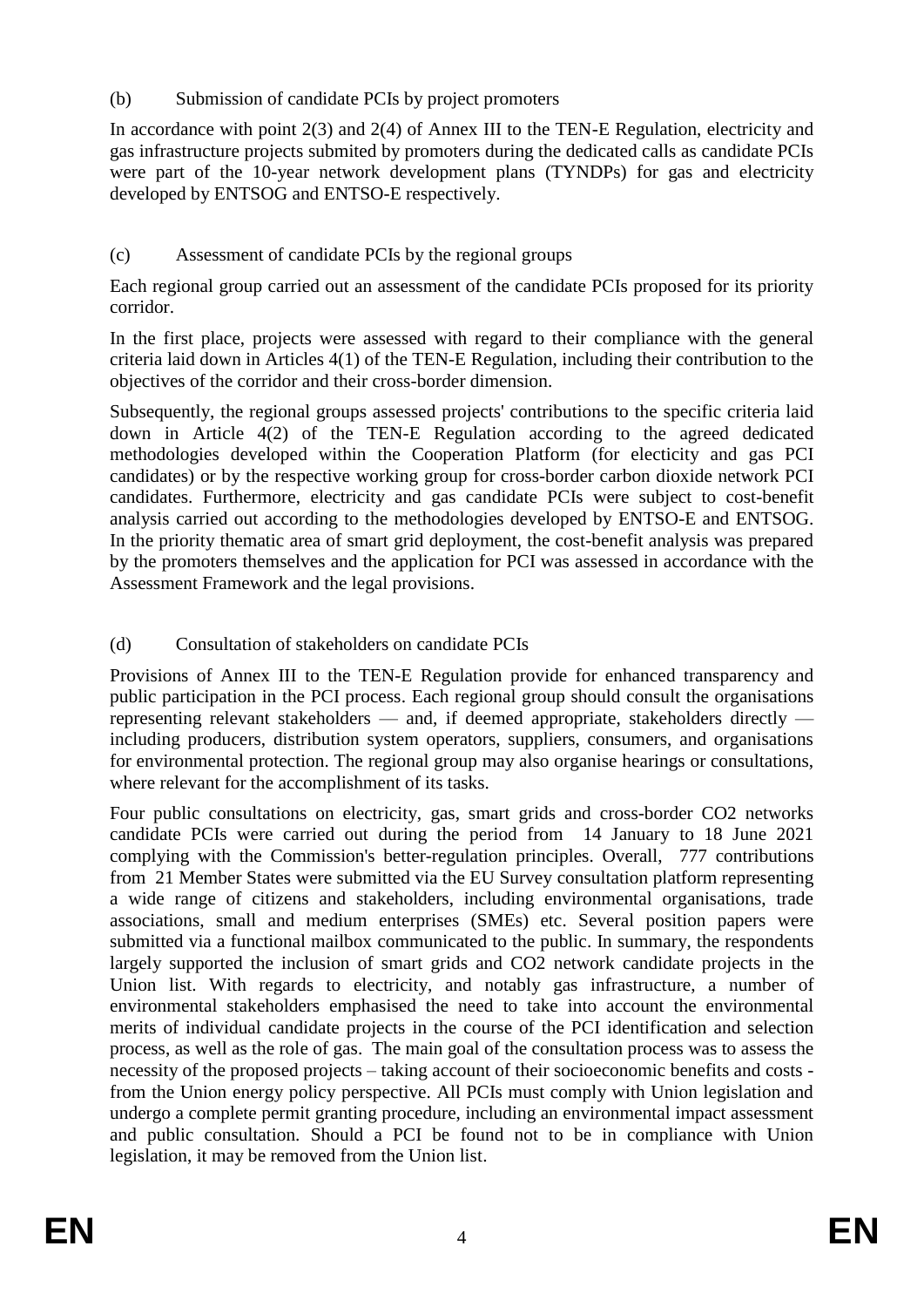(b) Submission of candidate PCIs by project promoters

In accordance with point 2(3) and 2(4) of Annex III to the TEN-E Regulation, electricity and gas infrastructure projects submited by promoters during the dedicated calls as candidate PCIs were part of the 10-year network development plans (TYNDPs) for gas and electricity developed by ENTSOG and ENTSO-E respectively.

(c) Assessment of candidate PCIs by the regional groups

Each regional group carried out an assessment of the candidate PCIs proposed for its priority corridor.

In the first place, projects were assessed with regard to their compliance with the general criteria laid down in Articles 4(1) of the TEN-E Regulation, including their contribution to the objectives of the corridor and their cross-border dimension.

Subsequently, the regional groups assessed projects' contributions to the specific criteria laid down in Article 4(2) of the TEN-E Regulation according to the agreed dedicated methodologies developed within the Cooperation Platform (for electicity and gas PCI candidates) or by the respective working group for cross-border carbon dioxide network PCI candidates. Furthermore, electricity and gas candidate PCIs were subject to cost-benefit analysis carried out according to the methodologies developed by ENTSO-E and ENTSOG. In the priority thematic area of smart grid deployment, the cost-benefit analysis was prepared by the promoters themselves and the application for PCI was assessed in accordance with the Assessment Framework and the legal provisions.

(d) Consultation of stakeholders on candidate PCIs

Provisions of Annex III to the TEN-E Regulation provide for enhanced transparency and public participation in the PCI process. Each regional group should consult the organisations representing relevant stakeholders — and, if deemed appropriate, stakeholders directly — including producers, distribution system operators, suppliers, consumers, and organisations for environmental protection. The regional group may also organise hearings or consultations, where relevant for the accomplishment of its tasks.

Four public consultations on electricity, gas, smart grids and cross-border CO2 networks candidate PCIs were carried out during the period from 14 January to 18 June 2021 complying with the Commission's better-regulation principles. Overall, 777 contributions from 21 Member States were submitted via the EU Survey consultation platform representing a wide range of citizens and stakeholders, including environmental organisations, trade associations, small and medium enterprises (SMEs) etc. Several position papers were submitted via a functional mailbox communicated to the public. In summary, the respondents largely supported the inclusion of smart grids and CO2 network candidate projects in the Union list. With regards to electricity, and notably gas infrastructure, a number of environmental stakeholders emphasised the need to take into account the environmental merits of individual candidate projects in the course of the PCI identification and selection process, as well as the role of gas. The main goal of the consultation process was to assess the necessity of the proposed projects – taking account of their socioeconomic benefits and costs - from the Union energy policy perspective. All PCIs must comply with Union legislation and undergo a complete permit granting procedure, including an environmental impact assessment and public consultation. Should a PCI be found not to be in compliance with Union legislation, it may be removed from the Union list.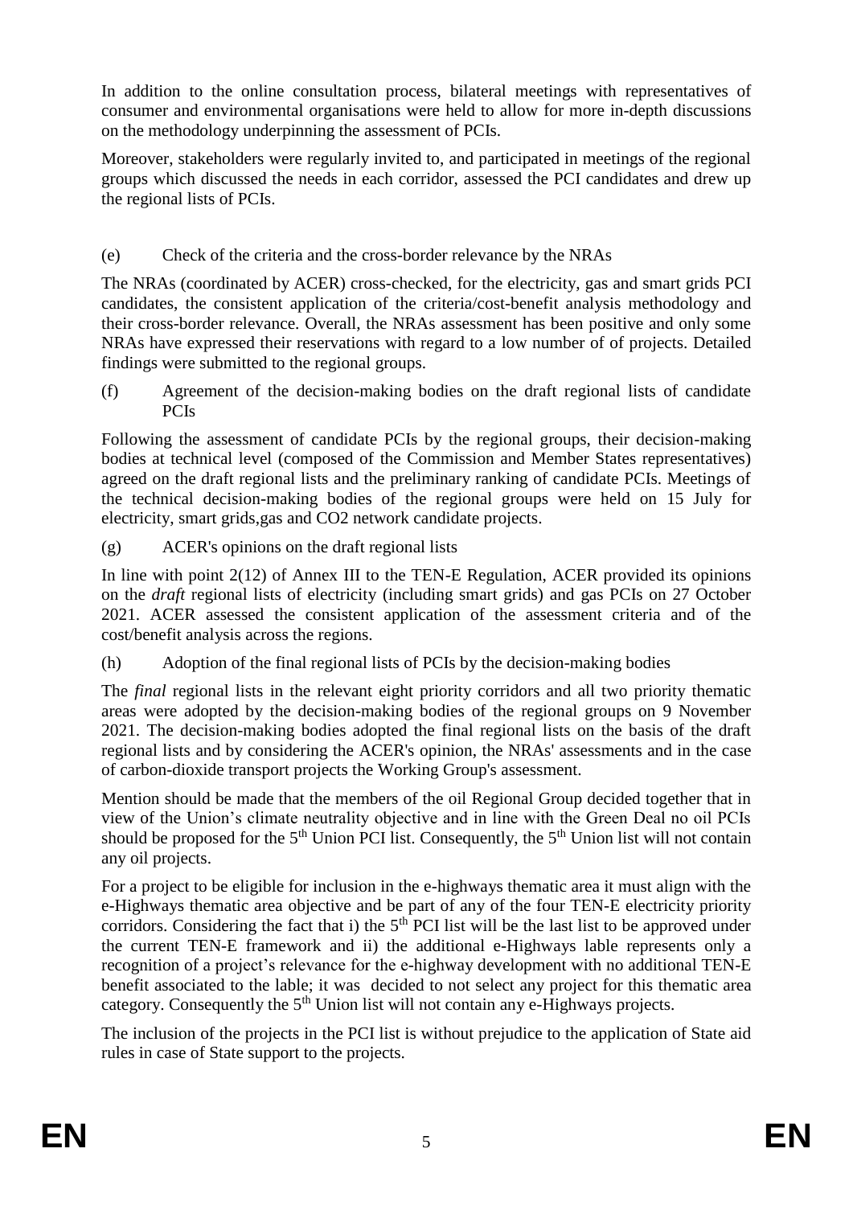In addition to the online consultation process, bilateral meetings with representatives of consumer and environmental organisations were held to allow for more in-depth discussions on the methodology underpinning the assessment of PCIs.

Moreover, stakeholders were regularly invited to, and participated in meetings of the regional groups which discussed the needs in each corridor, assessed the PCI candidates and drew up the regional lists of PCIs.

(e) Check of the criteria and the cross-border relevance by the NRAs

The NRAs (coordinated by ACER) cross-checked, for the electricity, gas and smart grids PCI candidates, the consistent application of the criteria/cost-benefit analysis methodology and their cross-border relevance. Overall, the NRAs assessment has been positive and only some NRAs have expressed their reservations with regard to a low number of of projects. Detailed findings were submitted to the regional groups.

(f) Agreement of the decision-making bodies on the draft regional lists of candidate PCIs

Following the assessment of candidate PCIs by the regional groups, their decision-making bodies at technical level (composed of the Commission and Member States representatives) agreed on the draft regional lists and the preliminary ranking of candidate PCIs. Meetings of the technical decision-making bodies of the regional groups were held on 15 July for electricity, smart grids,gas and CO2 network candidate projects.

(g) ACER's opinions on the draft regional lists

In line with point 2(12) of Annex III to the TEN-E Regulation, ACER provided its opinions on the *draft* regional lists of electricity (including smart grids) and gas PCIs on 27 October 2021. ACER assessed the consistent application of the assessment criteria and of the cost/benefit analysis across the regions.

(h) Adoption of the final regional lists of PCIs by the decision-making bodies

The *final* regional lists in the relevant eight priority corridors and all two priority thematic areas were adopted by the decision-making bodies of the regional groups on 9 November 2021. The decision-making bodies adopted the final regional lists on the basis of the draft regional lists and by considering the ACER's opinion, the NRAs' assessments and in the case of carbon-dioxide transport projects the Working Group's assessment.

Mention should be made that the members of the oil Regional Group decided together that in view of the Union's climate neutrality objective and in line with the Green Deal no oil PCIs should be proposed for the 5th Union PCI list. Consequently, the 5th Union list will not contain any oil projects.

For a project to be eligible for inclusion in the e-highways thematic area it must align with the e-Highways thematic area objective and be part of any of the four TEN-E electricity priority corridors. Considering the fact that i) the 5th PCI list will be the last list to be approved under the current TEN-E framework and ii) the additional e-Highways lable represents only a recognition of a project's relevance for the e-highway development with no additional TEN-E benefit associated to the lable; it was decided to not select any project for this thematic area category. Consequently the 5th Union list will not contain any e-Highways projects.

The inclusion of the projects in the PCI list is without prejudice to the application of State aid rules in case of State support to the projects.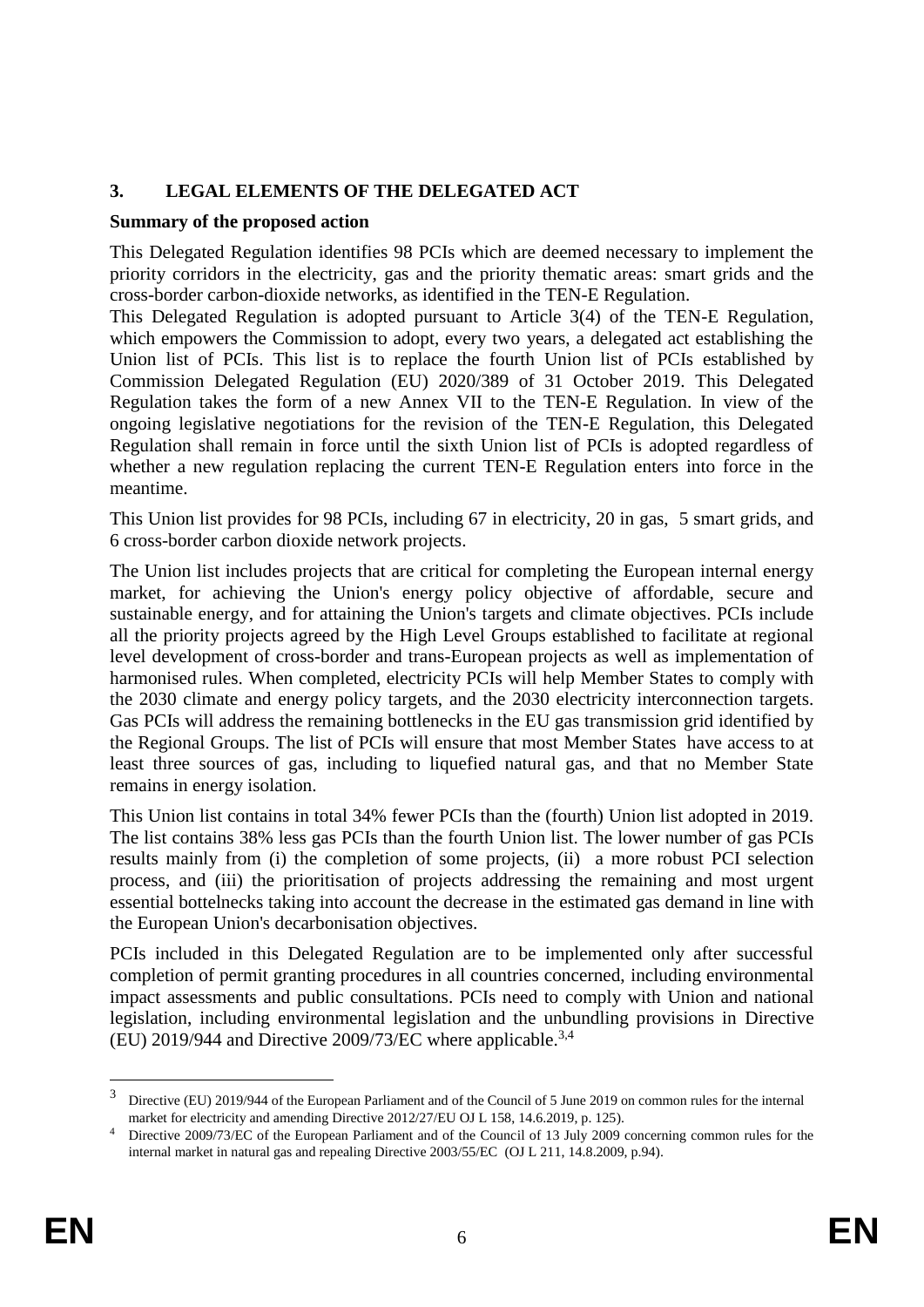## 3. LEGAL ELEMENTS OF THE DELEGATED ACT

**Summary of the proposed action**

This Delegated Regulation identifies 98 PCIs which are deemed necessary to implement the priority corridors in the electricity, gas and the priority thematic areas: smart grids and the cross-border carbon-dioxide networks, as identified in the TEN-E Regulation.

This Delegated Regulation is adopted pursuant to Article 3(4) of the TEN-E Regulation, which empowers the Commission to adopt, every two years, a delegated act establishing the Union list of PCIs. This list is to replace the fourth Union list of PCIs established by Commission Delegated Regulation (EU) 2020/389 of 31 October 2019. This Delegated Regulation takes the form of a new Annex VII to the TEN-E Regulation. In view of the ongoing legislative negotiations for the revision of the TEN-E Regulation, this Delegated Regulation shall remain in force until the sixth Union list of PCIs is adopted regardless of whether a new regulation replacing the current TEN-E Regulation enters into force in the meantime.

This Union list provides for 98 PCIs, including 67 in electricity, 20 in gas, 5 smart grids, and 6 cross-border carbon dioxide network projects.

The Union list includes projects that are critical for completing the European internal energy market, for achieving the Union's energy policy objective of affordable, secure and sustainable energy, and for attaining the Union's targets and climate objectives. PCIs include all the priority projects agreed by the High Level Groups established to facilitate at regional level development of cross-border and trans-European projects as well as implementation of harmonised rules. When completed, electricity PCIs will help Member States to comply with the 2030 climate and energy policy targets, and the 2030 electricity interconnection targets. Gas PCIs will address the remaining bottlenecks in the EU gas transmission grid identified by the Regional Groups. The list of PCIs will ensure that most Member States have access to at least three sources of gas, including to liquefied natural gas, and that no Member State remains in energy isolation.

This Union list contains in total 34% fewer PCIs than the (fourth) Union list adopted in 2019. The list contains 38% less gas PCIs than the fourth Union list. The lower number of gas PCIs results mainly from (i) the completion of some projects, (ii) a more robust PCI selection process, and (iii) the prioritisation of projects addressing the remaining and most urgent essential bottelnecks taking into account the decrease in the estimated gas demand in line with the European Union's decarbonisation objectives.

PCIs included in this Delegated Regulation are to be implemented only after successful completion of permit granting procedures in all countries concerned, including environmental impact assessments and public consultations. PCIs need to comply with Union and national legislation, including environmental legislation and the unbundling provisions in Directive (EU) 2019/944 and Directive 2009/73/EC where applicable.[3,4]

---

[3] Directive (EU) 2019/944 of the European Parliament and of the Council of 5 June 2019 on common rules for the internal market for electricity and amending Directive 2012/27/EU OJ L 158, 14.6.2019, p. 125).

[4] Directive 2009/73/EC of the European Parliament and of the Council of 13 July 2009 concerning common rules for the internal market in natural gas and repealing Directive 2003/55/EC (OJ L 211, 14.8.2009, p.94).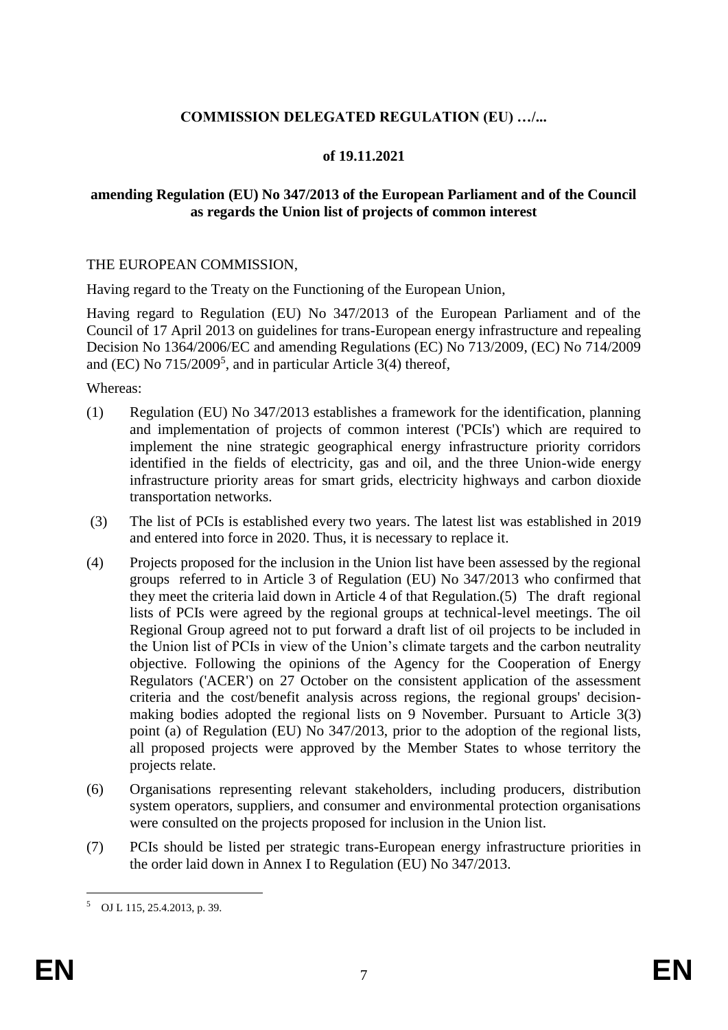**COMMISSION DELEGATED REGULATION (EU) …/...**

**of 19.11.2021**

**amending Regulation (EU) No 347/2013 of the European Parliament and of the Council as regards the Union list of projects of common interest**

THE EUROPEAN COMMISSION,

Having regard to the Treaty on the Functioning of the European Union,

Having regard to Regulation (EU) No 347/2013 of the European Parliament and of the Council of 17 April 2013 on guidelines for trans-European energy infrastructure and repealing Decision No 1364/2006/EC and amending Regulations (EC) No 713/2009, (EC) No 714/2009 and (EC) No 715/2009[5], and in particular Article 3(4) thereof,

Whereas:

(1) Regulation (EU) No 347/2013 establishes a framework for the identification, planning and implementation of projects of common interest ('PCIs') which are required to implement the nine strategic geographical energy infrastructure priority corridors identified in the fields of electricity, gas and oil, and the three Union-wide energy infrastructure priority areas for smart grids, electricity highways and carbon dioxide transportation networks.

(3) The list of PCIs is established every two years. The latest list was established in 2019 and entered into force in 2020. Thus, it is necessary to replace it.

(4) Projects proposed for the inclusion in the Union list have been assessed by the regional groups referred to in Article 3 of Regulation (EU) No 347/2013 who confirmed that they meet the criteria laid down in Article 4 of that Regulation.(5) The draft regional lists of PCIs were agreed by the regional groups at technical-level meetings. The oil Regional Group agreed not to put forward a draft list of oil projects to be included in the Union list of PCIs in view of the Union's climate targets and the carbon neutrality objective. Following the opinions of the Agency for the Cooperation of Energy Regulators ('ACER') on 27 October on the consistent application of the assessment criteria and the cost/benefit analysis across regions, the regional groups' decision-making bodies adopted the regional lists on 9 November. Pursuant to Article 3(3) point (a) of Regulation (EU) No 347/2013, prior to the adoption of the regional lists, all proposed projects were approved by the Member States to whose territory the projects relate.

(6) Organisations representing relevant stakeholders, including producers, distribution system operators, suppliers, and consumer and environmental protection organisations were consulted on the projects proposed for inclusion in the Union list.

(7) PCIs should be listed per strategic trans-European energy infrastructure priorities in the order laid down in Annex I to Regulation (EU) No 347/2013.

[5] OJ L 115, 25.4.2013, p. 39.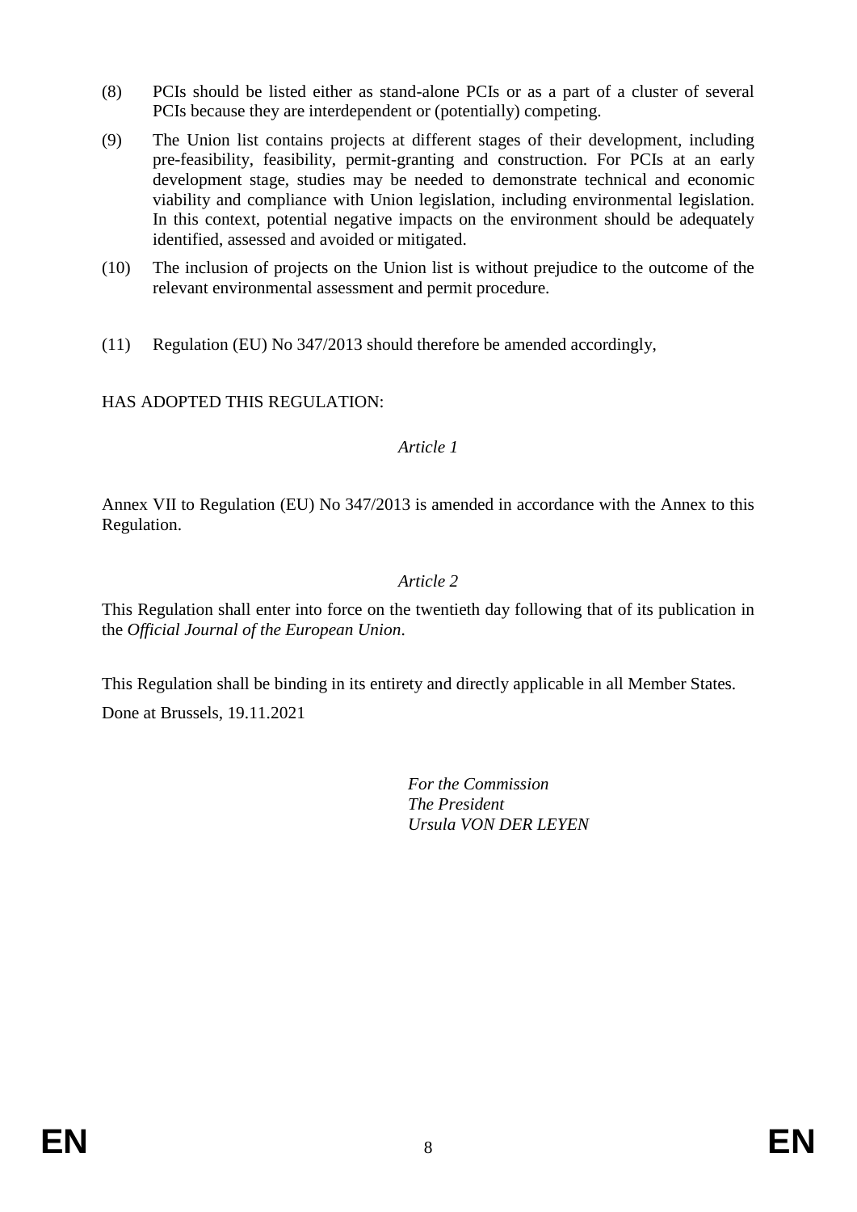(8) PCIs should be listed either as stand-alone PCIs or as a part of a cluster of several PCIs because they are interdependent or (potentially) competing.

(9) The Union list contains projects at different stages of their development, including pre-feasibility, feasibility, permit-granting and construction. For PCIs at an early development stage, studies may be needed to demonstrate technical and economic viability and compliance with Union legislation, including environmental legislation. In this context, potential negative impacts on the environment should be adequately identified, assessed and avoided or mitigated.

(10) The inclusion of projects on the Union list is without prejudice to the outcome of the relevant environmental assessment and permit procedure.

(11) Regulation (EU) No 347/2013 should therefore be amended accordingly,

HAS ADOPTED THIS REGULATION:

*Article 1*

Annex VII to Regulation (EU) No 347/2013 is amended in accordance with the Annex to this Regulation.

*Article 2*

This Regulation shall enter into force on the twentieth day following that of its publication in the *Official Journal of the European Union*.

This Regulation shall be binding in its entirety and directly applicable in all Member States.

Done at Brussels, 19.11.2021

*For the Commission*
*The President*
*Ursula VON DER LEYEN*